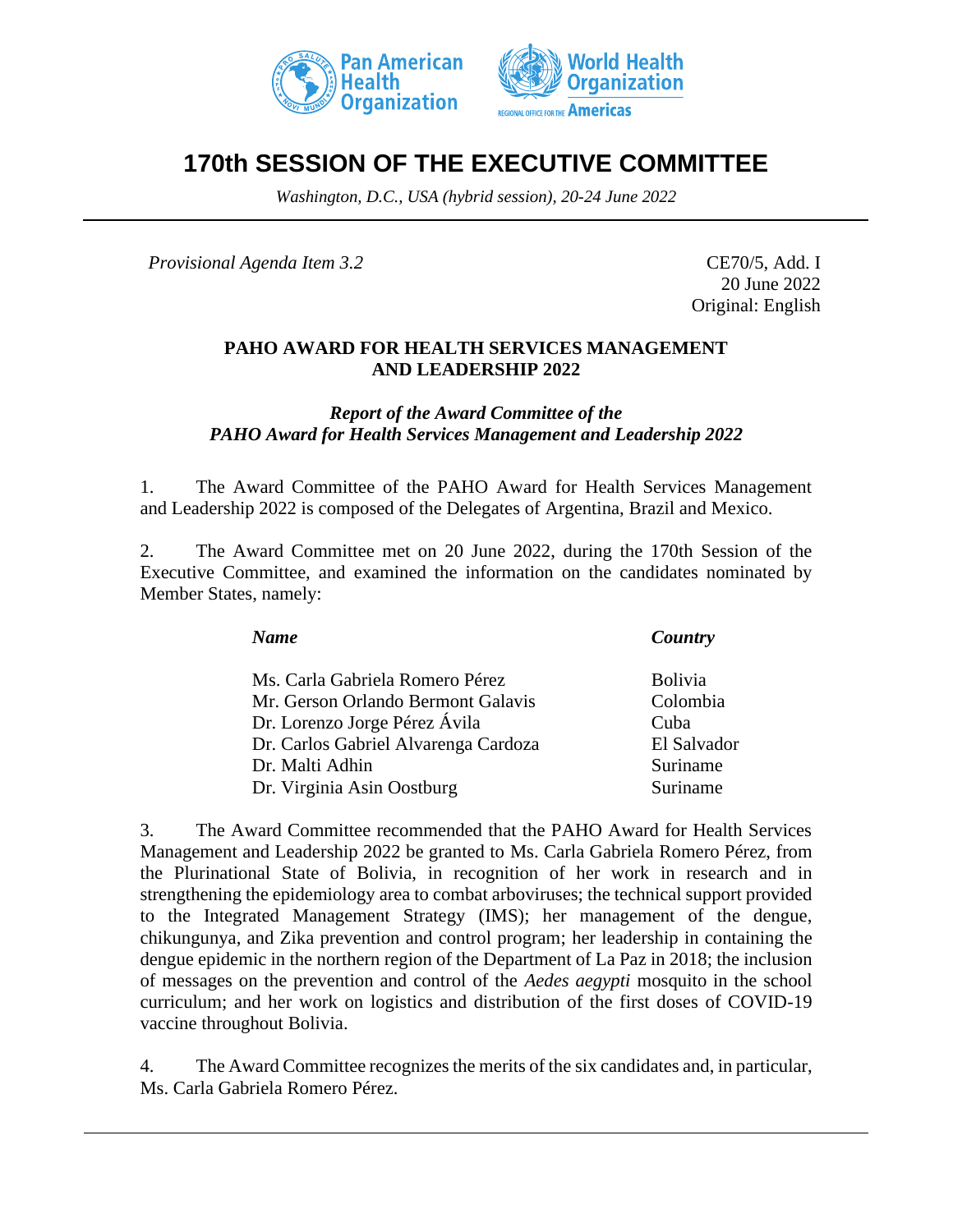# 170th SESSION OF THE EXECUTIVE COMMITTEE

*Washington, D.C., USA (hybrid session), 20-24 June 2022*

*Provisional Agenda Item 3.2*

CE70/5, Add. I
20 June 2022
Original: English

**PAHO AWARD FOR HEALTH SERVICES MANAGEMENT AND LEADERSHIP 2022**

***Report of the Award Committee of the PAHO Award for Health Services Management and Leadership 2022***

1. The Award Committee of the PAHO Award for Health Services Management and Leadership 2022 is composed of the Delegates of Argentina, Brazil and Mexico.

2. The Award Committee met on 20 June 2022, during the 170th Session of the Executive Committee, and examined the information on the candidates nominated by Member States, namely:

| ***Name*** | ***Country*** |
|---|---|
| Ms. Carla Gabriela Romero Pérez | Bolivia |
| Mr. Gerson Orlando Bermont Galavis | Colombia |
| Dr. Lorenzo Jorge Pérez Ávila | Cuba |
| Dr. Carlos Gabriel Alvarenga Cardoza | El Salvador |
| Dr. Malti Adhin | Suriname |
| Dr. Virginia Asin Oostburg | Suriname |

3. The Award Committee recommended that the PAHO Award for Health Services Management and Leadership 2022 be granted to Ms. Carla Gabriela Romero Pérez, from the Plurinational State of Bolivia, in recognition of her work in research and in strengthening the epidemiology area to combat arboviruses; the technical support provided to the Integrated Management Strategy (IMS); her management of the dengue, chikungunya, and Zika prevention and control program; her leadership in containing the dengue epidemic in the northern region of the Department of La Paz in 2018; the inclusion of messages on the prevention and control of the *Aedes aegypti* mosquito in the school curriculum; and her work on logistics and distribution of the first doses of COVID-19 vaccine throughout Bolivia.

4. The Award Committee recognizes the merits of the six candidates and, in particular, Ms. Carla Gabriela Romero Pérez.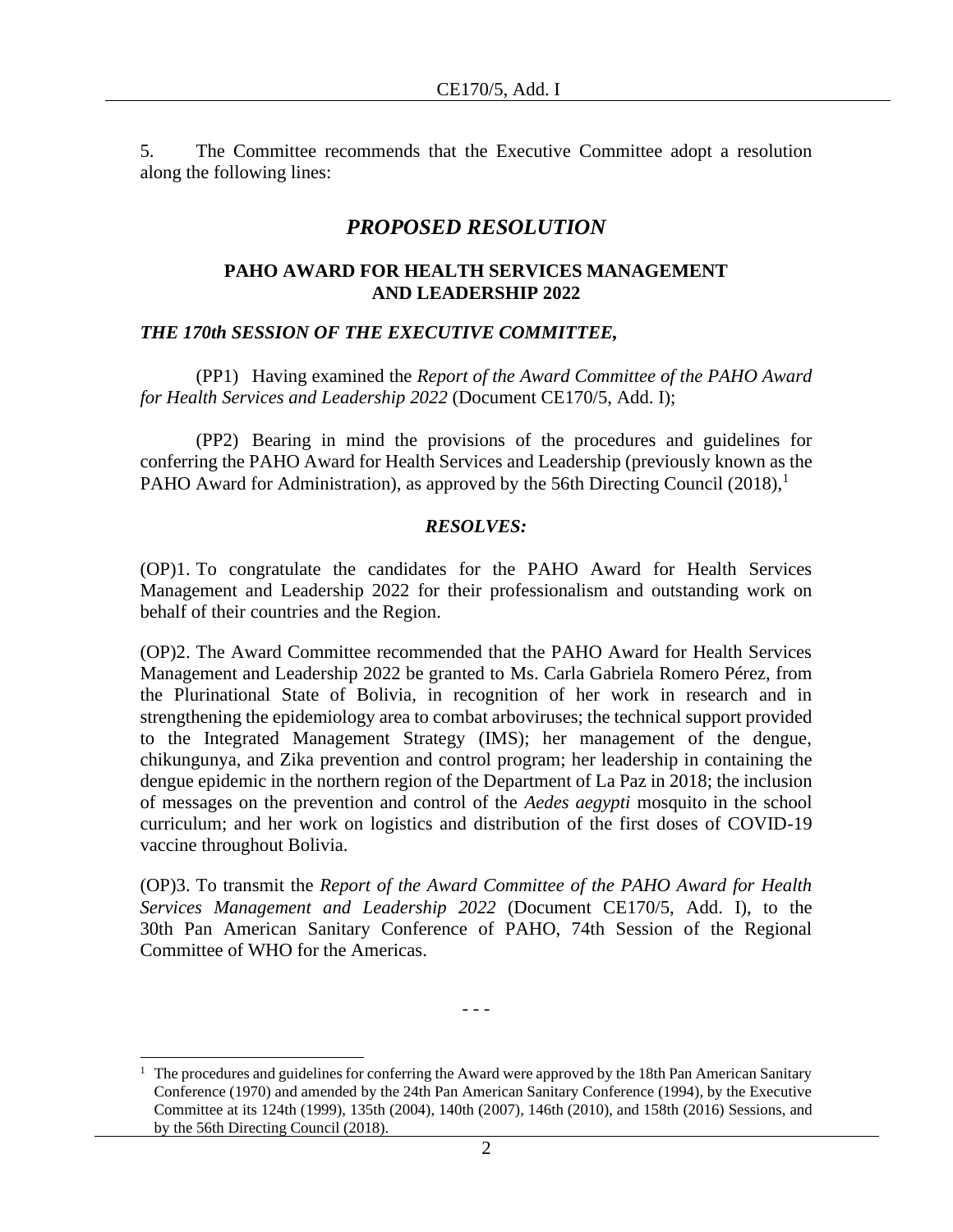5. The Committee recommends that the Executive Committee adopt a resolution along the following lines:

## *PROPOSED RESOLUTION*

### PAHO AWARD FOR HEALTH SERVICES MANAGEMENT AND LEADERSHIP 2022

***THE 170th SESSION OF THE EXECUTIVE COMMITTEE,***

(PP1) Having examined the *Report of the Award Committee of the PAHO Award for Health Services and Leadership 2022* (Document CE170/5, Add. I);

(PP2) Bearing in mind the provisions of the procedures and guidelines for conferring the PAHO Award for Health Services and Leadership (previously known as the PAHO Award for Administration), as approved by the 56th Directing Council (2018),[1]

***RESOLVES:***

(OP)1. To congratulate the candidates for the PAHO Award for Health Services Management and Leadership 2022 for their professionalism and outstanding work on behalf of their countries and the Region.

(OP)2. The Award Committee recommended that the PAHO Award for Health Services Management and Leadership 2022 be granted to Ms. Carla Gabriela Romero Pérez, from the Plurinational State of Bolivia, in recognition of her work in research and in strengthening the epidemiology area to combat arboviruses; the technical support provided to the Integrated Management Strategy (IMS); her management of the dengue, chikungunya, and Zika prevention and control program; her leadership in containing the dengue epidemic in the northern region of the Department of La Paz in 2018; the inclusion of messages on the prevention and control of the *Aedes aegypti* mosquito in the school curriculum; and her work on logistics and distribution of the first doses of COVID-19 vaccine throughout Bolivia.

(OP)3. To transmit the *Report of the Award Committee of the PAHO Award for Health Services Management and Leadership 2022* (Document CE170/5, Add. I), to the 30th Pan American Sanitary Conference of PAHO, 74th Session of the Regional Committee of WHO for the Americas.

\- - -

[1] The procedures and guidelines for conferring the Award were approved by the 18th Pan American Sanitary Conference (1970) and amended by the 24th Pan American Sanitary Conference (1994), by the Executive Committee at its 124th (1999), 135th (2004), 140th (2007), 146th (2010), and 158th (2016) Sessions, and by the 56th Directing Council (2018).